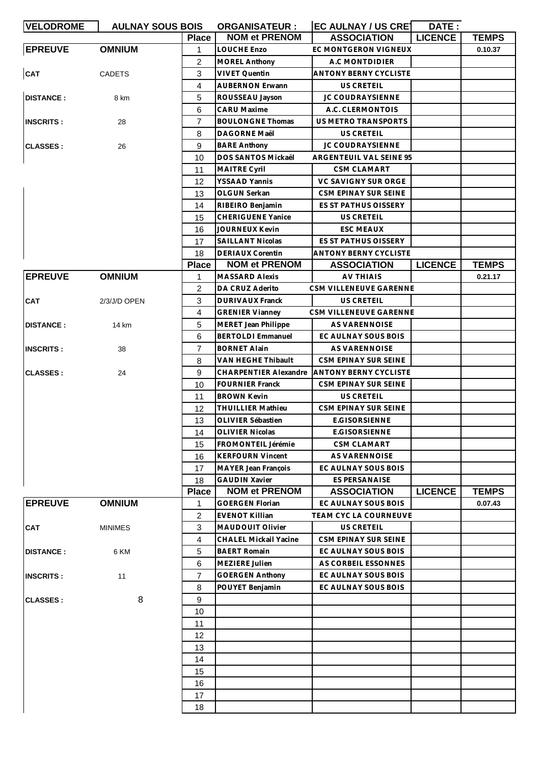| VELODROME | AULNAY SOUS BOIS | ORGANISATEUR : | EC AULNAY / US CRET | DATE : | |
|---|---|---|---|---|---|

| | | Place | NOM et PRENOM | ASSOCIATION | LICENCE | TEMPS |
|---|---|---|---|---|---|---|
| EPREUVE | OMNIUM | 1 | LOUCHE Enzo | EC MONTGERON VIGNEUX | | 0.10.37 |
| | | 2 | MOREL Anthony | A.C MONTDIDIER | | |
| CAT | CADETS | 3 | VIVET Quentin | ANTONY BERNY CYCLISTE | | |
| | | 4 | AUBERNON Erwann | US CRETEIL | | |
| DISTANCE : | 8 km | 5 | ROUSSEAU Jayson | JC COUDRAYSIENNE | | |
| | | 6 | CARU Maxime | A.C. CLERMONTOIS | | |
| INSCRITS : | 28 | 7 | BOULONGNE Thomas | US METRO TRANSPORTS | | |
| | | 8 | DAGORNE Maël | US CRETEIL | | |
| CLASSES : | 26 | 9 | BARE Anthony | JC COUDRAYSIENNE | | |
| | | 10 | DOS SANTOS Mickaël | ARGENTEUIL VAL SEINE 95 | | |
| | | 11 | MAITRE Cyril | CSM CLAMART | | |
| | | 12 | YSSAAD Yannis | VC SAVIGNY SUR ORGE | | |
| | | 13 | OLGUN Serkan | CSM EPINAY SUR SEINE | | |
| | | 14 | RIBEIRO Benjamin | ES ST PATHUS OISSERY | | |
| | | 15 | CHERIGUENE Yanice | US CRETEIL | | |
| | | 16 | JOURNEUX Kevin | ESC MEAUX | | |
| | | 17 | SAILLANT Nicolas | ES ST PATHUS OISSERY | | |
| | | 18 | DERIAUX Corentin | ANTONY BERNY CYCLISTE | | |

| | | Place | NOM et PRENOM | ASSOCIATION | LICENCE | TEMPS |
|---|---|---|---|---|---|---|
| EPREUVE | OMNIUM | 1 | MASSARD Alexis | AV THIAIS | | 0.21.17 |
| | | 2 | DA CRUZ Aderito | CSM VILLENEUVE GARENNE | | |
| CAT | 2/3/J/D OPEN | 3 | DURIVAUX Franck | US CRETEIL | | |
| | | 4 | GRENIER Vianney | CSM VILLENEUVE GARENNE | | |
| DISTANCE : | 14 km | 5 | MERET Jean Philippe | AS VARENNOISE | | |
| | | 6 | BERTOLDI Emmanuel | EC AULNAY SOUS BOIS | | |
| INSCRITS : | 38 | 7 | BORNET Alain | AS VARENNOISE | | |
| | | 8 | VAN HEGHE Thibault | CSM EPINAY SUR SEINE | | |
| CLASSES : | 24 | 9 | CHARPENTIER Alexandre | ANTONY BERNY CYCLISTE | | |
| | | 10 | FOURNIER Franck | CSM EPINAY SUR SEINE | | |
| | | 11 | BROWN Kevin | US CRETEIL | | |
| | | 12 | THUILLIER Mathieu | CSM EPINAY SUR SEINE | | |
| | | 13 | OLIVIER Sébastien | E.GISORSIENNE | | |
| | | 14 | OLIVIER Nicolas | E.GISORSIENNE | | |
| | | 15 | FROMONTEIL Jérémie | CSM CLAMART | | |
| | | 16 | KERFOURN Vincent | AS VARENNOISE | | |
| | | 17 | MAYER Jean François | EC AULNAY SOUS BOIS | | |
| | | 18 | GAUDIN Xavier | ES PERSANAISE | | |

| | | Place | NOM et PRENOM | ASSOCIATION | LICENCE | TEMPS |
|---|---|---|---|---|---|---|
| EPREUVE | OMNIUM | 1 | GOERGEN Florian | EC AULNAY SOUS BOIS | | 0.07.43 |
| | | 2 | EVENOT Killian | TEAM CYC LA COURNEUVE | | |
| CAT | MINIMES | 3 | MAUDOUIT Olivier | US CRETEIL | | |
| | | 4 | CHALEL Mickail Yacine | CSM EPINAY SUR SEINE | | |
| DISTANCE : | 6 KM | 5 | BAERT Romain | EC AULNAY SOUS BOIS | | |
| | | 6 | MEZIERE Julien | AS CORBEIL ESSONNES | | |
| INSCRITS : | 11 | 7 | GOERGEN Anthony | EC AULNAY SOUS BOIS | | |
| | | 8 | POUYET Benjamin | EC AULNAY SOUS BOIS | | |
| CLASSES : | 8 | 9 | | | | |
| | | 10 | | | | |
| | | 11 | | | | |
| | | 12 | | | | |
| | | 13 | | | | |
| | | 14 | | | | |
| | | 15 | | | | |
| | | 16 | | | | |
| | | 17 | | | | |
| | | 18 | | | | |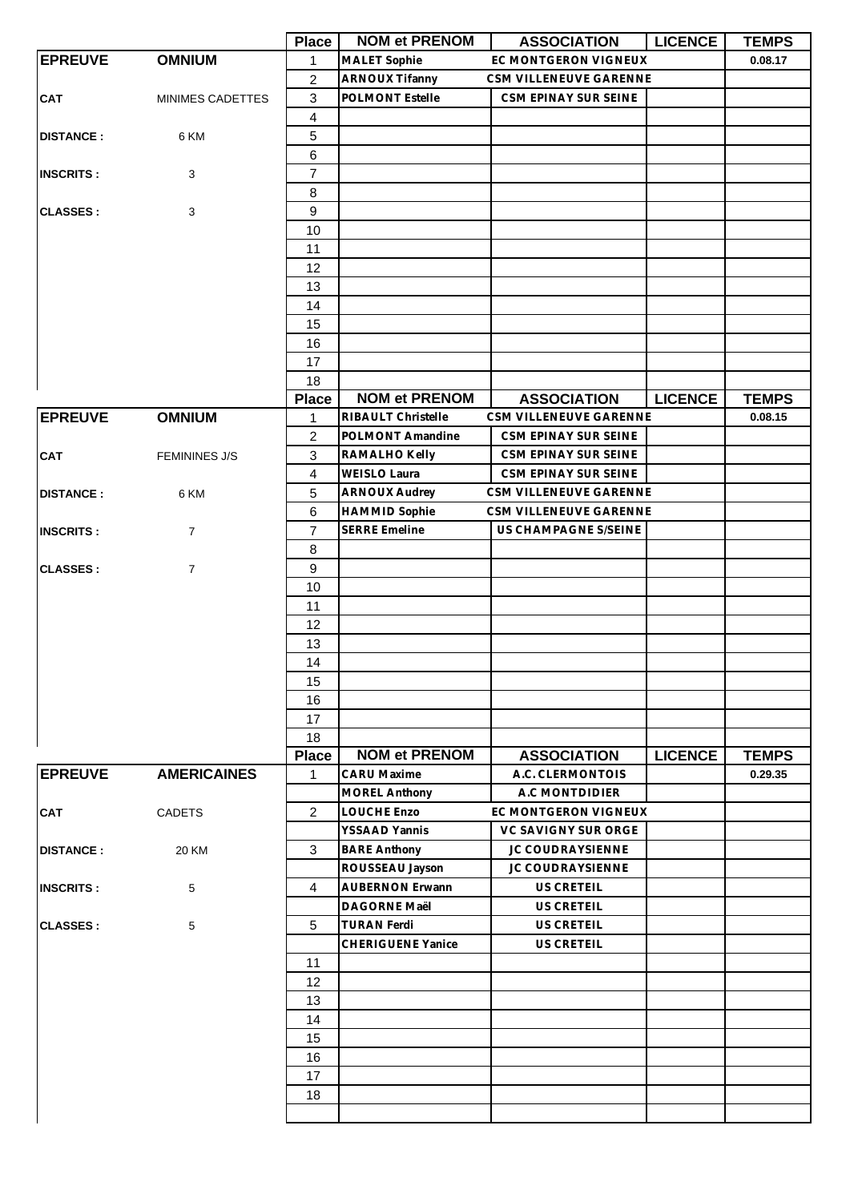| | | Place | NOM et PRENOM | ASSOCIATION | LICENCE | TEMPS |
|---|---|---|---|---|---|---|
| **EPREUVE** | **OMNIUM** | 1 | MALET Sophie | EC MONTGERON VIGNEUX | | 0.08.17 |
| | | 2 | ARNOUX Tifanny | CSM VILLENEUVE GARENNE | | |
| **CAT** | MINIMES CADETTES | 3 | POLMONT Estelle | CSM EPINAY SUR SEINE | | |
| | | 4 | | | | |
| **DISTANCE :** | 6 KM | 5 | | | | |
| | | 6 | | | | |
| **INSCRITS :** | 3 | 7 | | | | |
| | | 8 | | | | |
| **CLASSES :** | 3 | 9 | | | | |
| | | 10 | | | | |
| | | 11 | | | | |
| | | 12 | | | | |
| | | 13 | | | | |
| | | 14 | | | | |
| | | 15 | | | | |
| | | 16 | | | | |
| | | 17 | | | | |
| | | 18 | | | | |

| | | Place | NOM et PRENOM | ASSOCIATION | LICENCE | TEMPS |
|---|---|---|---|---|---|---|
| **EPREUVE** | **OMNIUM** | 1 | RIBAULT Christelle | CSM VILLENEUVE GARENNE | | 0.08.15 |
| | | 2 | POLMONT Amandine | CSM EPINAY SUR SEINE | | |
| **CAT** | FEMININES J/S | 3 | RAMALHO Kelly | CSM EPINAY SUR SEINE | | |
| | | 4 | WEISLO Laura | CSM EPINAY SUR SEINE | | |
| **DISTANCE :** | 6 KM | 5 | ARNOUX Audrey | CSM VILLENEUVE GARENNE | | |
| | | 6 | HAMMID Sophie | CSM VILLENEUVE GARENNE | | |
| **INSCRITS :** | 7 | 7 | SERRE Emeline | US CHAMPAGNE S/SEINE | | |
| | | 8 | | | | |
| **CLASSES :** | 7 | 9 | | | | |
| | | 10 | | | | |
| | | 11 | | | | |
| | | 12 | | | | |
| | | 13 | | | | |
| | | 14 | | | | |
| | | 15 | | | | |
| | | 16 | | | | |
| | | 17 | | | | |
| | | 18 | | | | |

| | | Place | NOM et PRENOM | ASSOCIATION | LICENCE | TEMPS |
|---|---|---|---|---|---|---|
| **EPREUVE** | **AMERICAINES** | 1 | CARU Maxime | A.C. CLERMONTOIS | | 0.29.35 |
| | | | MOREL Anthony | A.C MONTDIDIER | | |
| **CAT** | CADETS | 2 | LOUCHE Enzo | EC MONTGERON VIGNEUX | | |
| | | | YSSAAD Yannis | VC SAVIGNY SUR ORGE | | |
| **DISTANCE :** | 20 KM | 3 | BARE Anthony | JC COUDRAYSIENNE | | |
| | | | ROUSSEAU Jayson | JC COUDRAYSIENNE | | |
| **INSCRITS :** | 5 | 4 | AUBERNON Erwann | US CRETEIL | | |
| | | | DAGORNE Maël | US CRETEIL | | |
| **CLASSES :** | 5 | 5 | TURAN Ferdi | US CRETEIL | | |
| | | | CHERIGUENE Yanice | US CRETEIL | | |
| | | 11 | | | | |
| | | 12 | | | | |
| | | 13 | | | | |
| | | 14 | | | | |
| | | 15 | | | | |
| | | 16 | | | | |
| | | 17 | | | | |
| | | 18 | | | | |
| | | | | | | |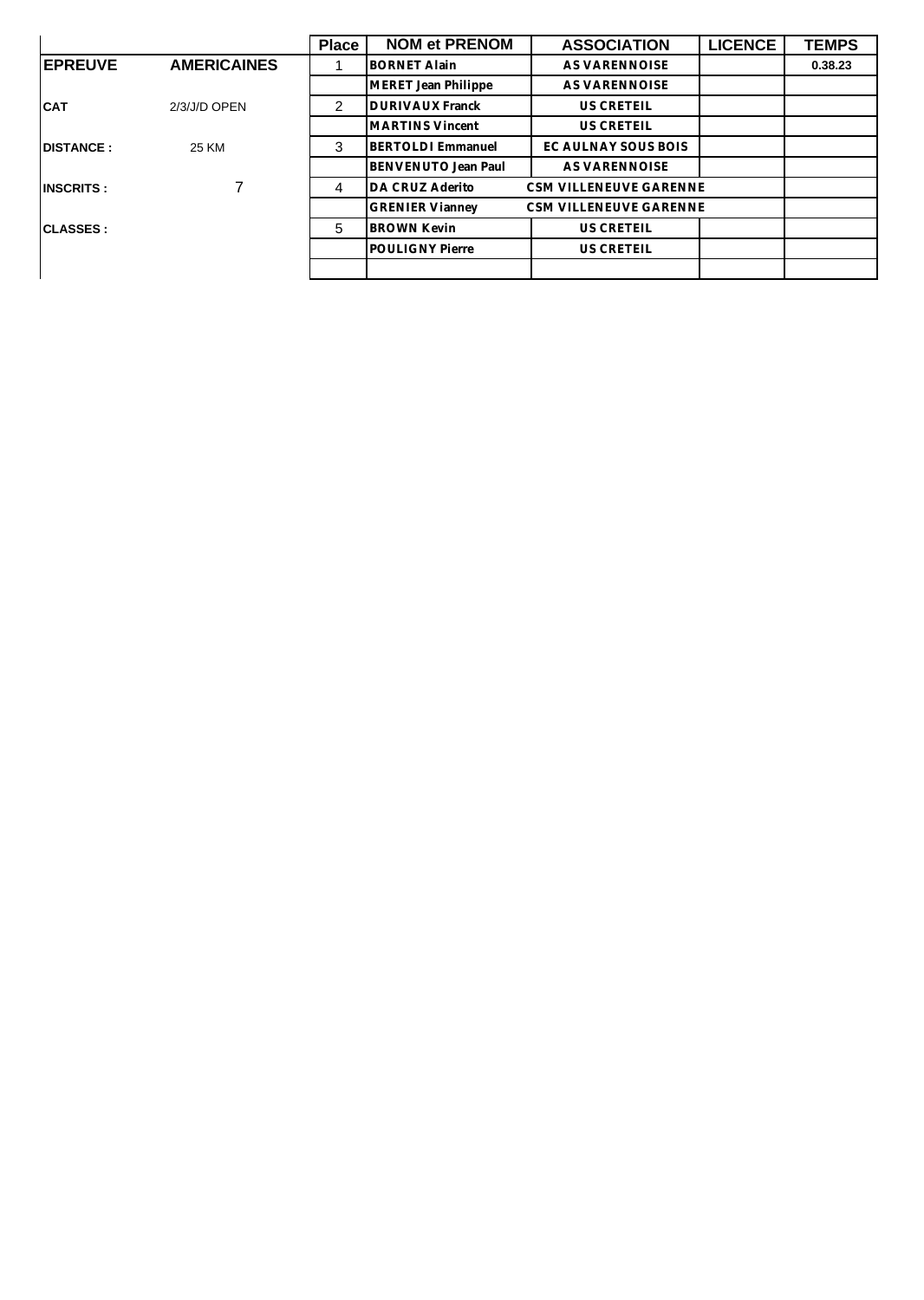| | | Place | NOM et PRENOM | ASSOCIATION | LICENCE | TEMPS |
|---|---|---|---|---|---|---|
| **EPREUVE** | **AMERICAINES** | 1 | **BORNET Alain** | **AS VARENNOISE** | | **0.38.23** |
| | | | **MERET Jean Philippe** | **AS VARENNOISE** | | |
| **CAT** | 2/3/J/D OPEN | 2 | **DURIVAUX Franck** | **US CRETEIL** | | |
| | | | **MARTINS Vincent** | **US CRETEIL** | | |
| **DISTANCE :** | 25 KM | 3 | **BERTOLDI Emmanuel** | **EC AULNAY SOUS BOIS** | | |
| | | | **BENVENUTO Jean Paul** | **AS VARENNOISE** | | |
| **INSCRITS :** | 7 | 4 | **DA CRUZ Aderito** | **CSM VILLENEUVE GARENNE** | | |
| | | | **GRENIER Vianney** | **CSM VILLENEUVE GARENNE** | | |
| **CLASSES :** | | 5 | **BROWN Kevin** | **US CRETEIL** | | |
| | | | **POULIGNY Pierre** | **US CRETEIL** | | |
| | | | | | | |